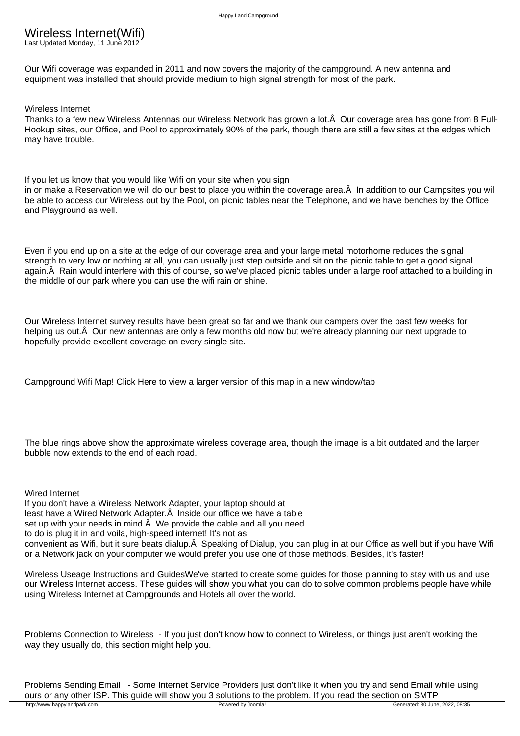# Wireless Internet(Wifi)

Last Updated Monday, 11 June 2012

Our Wifi coverage was expanded in 2011 and now covers the majority of the campground. A new antenna and equipment was installed that should provide medium to high signal strength for most of the park.

Wireless Internet

Thanks to a few new Wireless Antennas our Wireless Network has grown a lot.Â  Our coverage area has gone from 8 Full-Hookup sites, our Office, and Pool to approximately 90% of the park, though there are still a few sites at the edges which may have trouble.

If you let us know that you would like Wifi on your site when you sign in or make a Reservation we will do our best to place you within the coverage area.Â  In addition to our Campsites you will be able to access our Wireless out by the Pool, on picnic tables near the Telephone, and we have benches by the Office and Playground as well.

Even if you end up on a site at the edge of our coverage area and your large metal motorhome reduces the signal strength to very low or nothing at all, you can usually just step outside and sit on the picnic table to get a good signal again.Â  Rain would interfere with this of course, so we've placed picnic tables under a large roof attached to a building in the middle of our park where you can use the wifi rain or shine.

Our Wireless Internet survey results have been great so far and we thank our campers over the past few weeks for helping us out.Â  Our new antennas are only a few months old now but we're already planning our next upgrade to hopefully provide excellent coverage on every single site.

Campground Wifi Map! Click Here to view a larger version of this map in a new window/tab

The blue rings above show the approximate wireless coverage area, though the image is a bit outdated and the larger bubble now extends to the end of each road.

Wired Internet

If you don't have a Wireless Network Adapter, your laptop should at least have a Wired Network Adapter.Â  Inside our office we have a table set up with your needs in mind.Â  We provide the cable and all you need to do is plug it in and voila, high-speed internet! It's not as convenient as Wifi, but it sure beats dialup.Â  Speaking of Dialup, you can plug in at our Office as well but if you have Wifi or a Network jack on your computer we would prefer you use one of those methods. Besides, it's faster!

Wireless Useage Instructions and GuidesWe've started to create some guides for those planning to stay with us and use our Wireless Internet access. These guides will show you what you can do to solve common problems people have while using Wireless Internet at Campgrounds and Hotels all over the world.

Problems Connection to Wireless  - If you just don't know how to connect to Wireless, or things just aren't working the way they usually do, this section might help you.

Problems Sending Email   - Some Internet Service Providers just don't like it when you try and send Email while using ours or any other ISP. This guide will show you 3 solutions to the problem. If you read the section on SMTP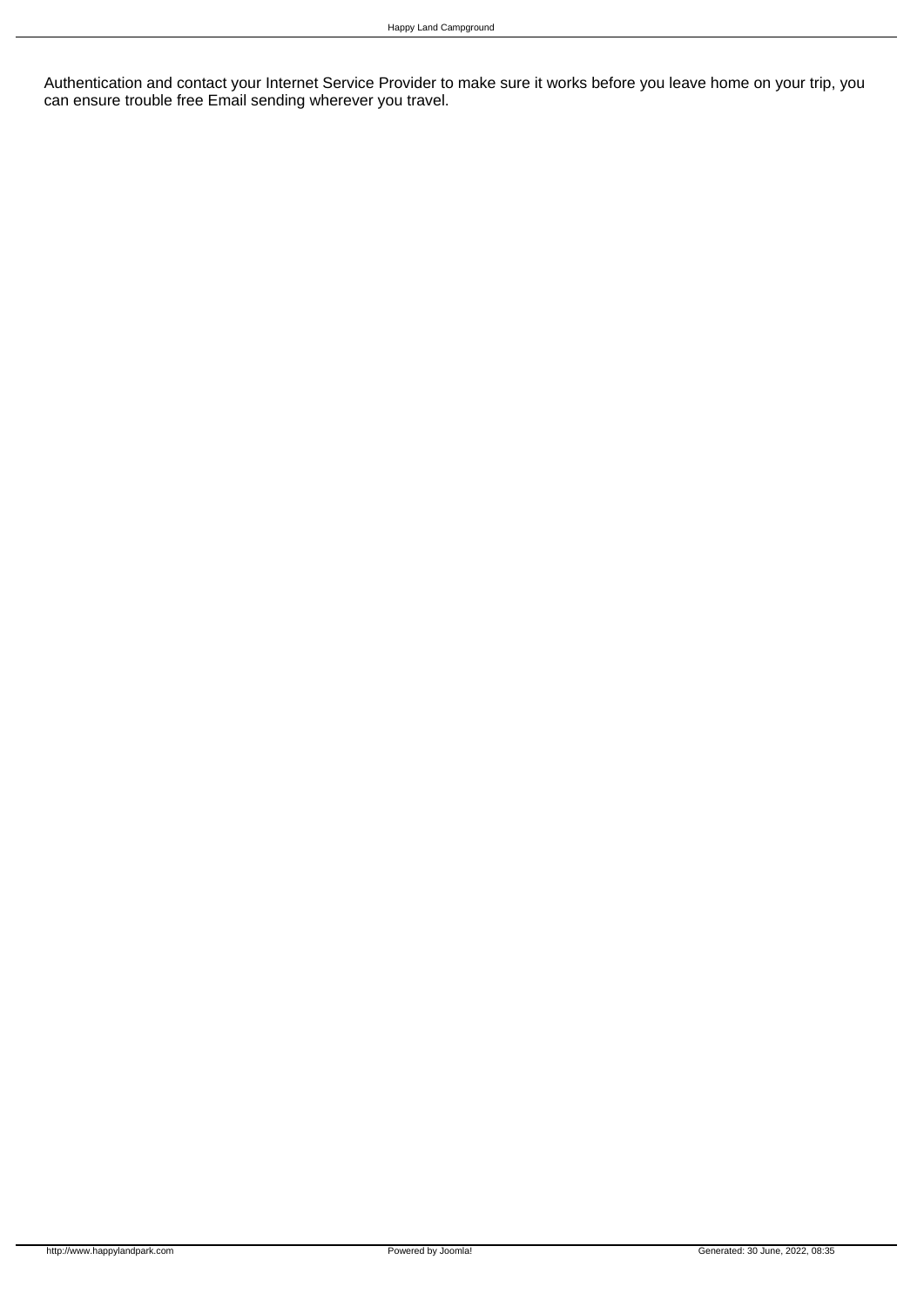Authentication and contact your Internet Service Provider to make sure it works before you leave home on your trip, you can ensure trouble free Email sending wherever you travel.